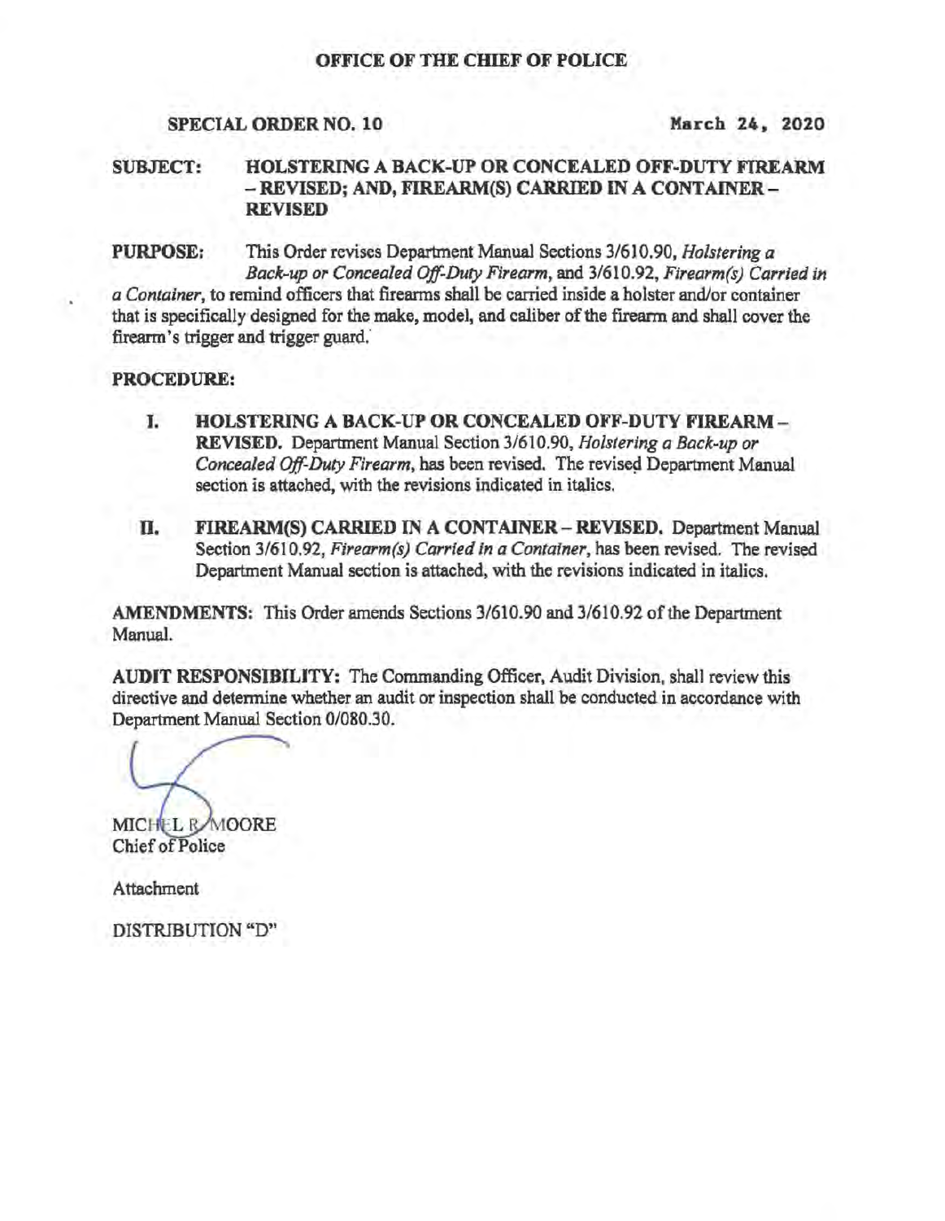**OFFICE OF THE CHIEF OF POLICE**

**SPECIAL ORDER NO. 10** **March 24, 2020**

**SUBJECT: HOLSTERING A BACK-UP OR CONCEALED OFF-DUTY FIREARM – REVISED; AND, FIREARM(S) CARRIED IN A CONTAINER – REVISED**

**PURPOSE:** This Order revises Department Manual Sections 3/610.90, *Holstering a Back-up or Concealed Off-Duty Firearm*, and 3/610.92, *Firearm(s) Carried in a Container*, to remind officers that firearms shall be carried inside a holster and/or container that is specifically designed for the make, model, and caliber of the firearm and shall cover the firearm's trigger and trigger guard.

**PROCEDURE:**

I. **HOLSTERING A BACK-UP OR CONCEALED OFF-DUTY FIREARM – REVISED.** Department Manual Section 3/610.90, *Holstering a Back-up or Concealed Off-Duty Firearm*, has been revised. The revised Department Manual section is attached, with the revisions indicated in italics.

II. **FIREARM(S) CARRIED IN A CONTAINER – REVISED.** Department Manual Section 3/610.92, *Firearm(s) Carried in a Container*, has been revised. The revised Department Manual section is attached, with the revisions indicated in italics.

**AMENDMENTS:** This Order amends Sections 3/610.90 and 3/610.92 of the Department Manual.

**AUDIT RESPONSIBILITY:** The Commanding Officer, Audit Division, shall review this directive and determine whether an audit or inspection shall be conducted in accordance with Department Manual Section 0/080.30.

MICHEL R. MOORE
Chief of Police

Attachment

DISTRIBUTION "D"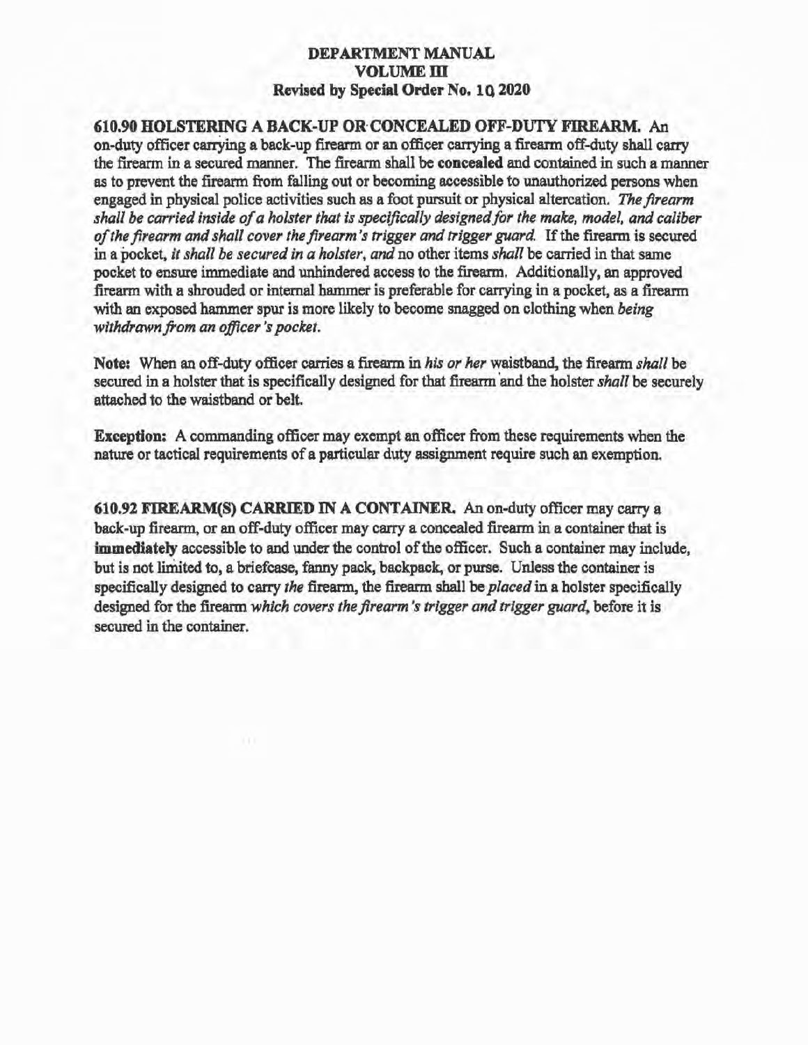**DEPARTMENT MANUAL**
**VOLUME III**
**Revised by Special Order No. 10, 2020**

**610.90 HOLSTERING A BACK-UP OR CONCEALED OFF-DUTY FIREARM.** An on-duty officer carrying a back-up firearm or an officer carrying a firearm off-duty shall carry the firearm in a secured manner. The firearm shall be **concealed** and contained in such a manner as to prevent the firearm from falling out or becoming accessible to unauthorized persons when engaged in physical police activities such as a foot pursuit or physical altercation. *The firearm shall be carried inside of a holster that is specifically designed for the make, model, and caliber of the firearm and shall cover the firearm's trigger and trigger guard.* If the firearm is secured in a pocket, *it shall be secured in a holster, and* no other items *shall* be carried in that same pocket to ensure immediate and unhindered access to the firearm. Additionally, an approved firearm with a shrouded or internal hammer is preferable for carrying in a pocket, as a firearm with an exposed hammer spur is more likely to become snagged on clothing when *being withdrawn from an officer's pocket.*

**Note:** When an off-duty officer carries a firearm in *his or her* waistband, the firearm *shall* be secured in a holster that is specifically designed for that firearm and the holster *shall* be securely attached to the waistband or belt.

**Exception:** A commanding officer may exempt an officer from these requirements when the nature or tactical requirements of a particular duty assignment require such an exemption.

**610.92 FIREARM(S) CARRIED IN A CONTAINER.** An on-duty officer may carry a back-up firearm, or an off-duty officer may carry a concealed firearm in a container that is **immediately** accessible to and under the control of the officer. Such a container may include, but is not limited to, a briefcase, fanny pack, backpack, or purse. Unless the container is specifically designed to carry *the* firearm, the firearm shall be *placed* in a holster specifically designed for the firearm *which covers the firearm's trigger and trigger guard,* before it is secured in the container.